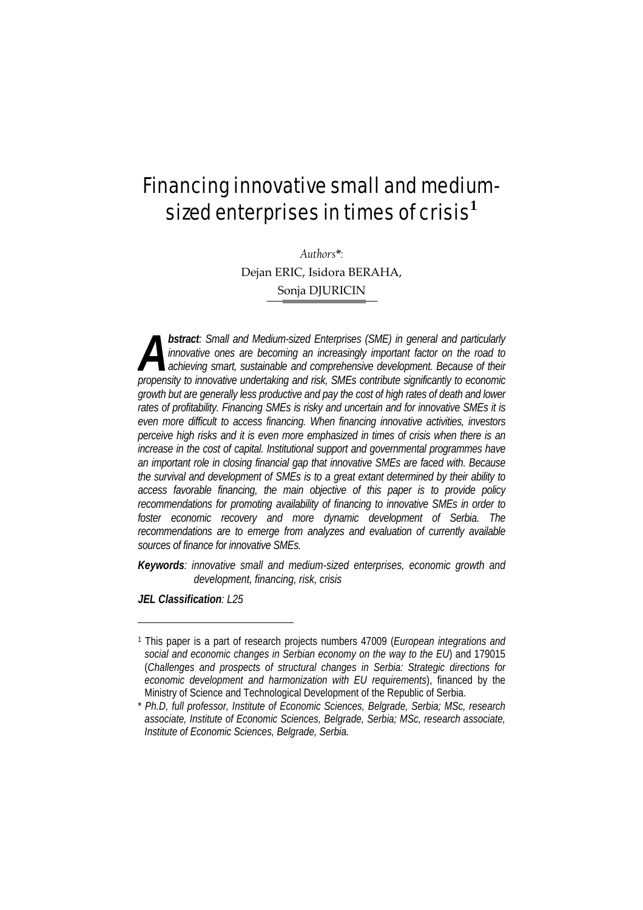# Financing innovative small and medium-sized enterprises in times of crisis[1]

*Authors\**:
Dejan ERIC, Isidora BERAHA,
Sonja DJURICIN

***Abstract**: Small and Medium-sized Enterprises (SME) in general and particularly innovative ones are becoming an increasingly important factor on the road to achieving smart, sustainable and comprehensive development. Because of their propensity to innovative undertaking and risk, SMEs contribute significantly to economic growth but are generally less productive and pay the cost of high rates of death and lower rates of profitability. Financing SMEs is risky and uncertain and for innovative SMEs it is even more difficult to access financing. When financing innovative activities, investors perceive high risks and it is even more emphasized in times of crisis when there is an increase in the cost of capital. Institutional support and governmental programmes have an important role in closing financial gap that innovative SMEs are faced with. Because the survival and development of SMEs is to a great extant determined by their ability to access favorable financing, the main objective of this paper is to provide policy recommendations for promoting availability of financing to innovative SMEs in order to foster economic recovery and more dynamic development of Serbia. The recommendations are to emerge from analyzes and evaluation of currently available sources of finance for innovative SMEs.*

***Keywords**: innovative small and medium-sized enterprises, economic growth and development, financing, risk, crisis*

***JEL Classification**: L25*

---

[1] This paper is a part of research projects numbers 47009 (*European integrations and social and economic changes in Serbian economy on the way to the EU*) and 179015 (*Challenges and prospects of structural changes in Serbia: Strategic directions for economic development and harmonization with EU requirements*), financed by the Ministry of Science and Technological Development of the Republic of Serbia.

\* *Ph.D, full professor, Institute of Economic Sciences, Belgrade, Serbia; MSc, research associate, Institute of Economic Sciences, Belgrade, Serbia; MSc, research associate, Institute of Economic Sciences, Belgrade, Serbia.*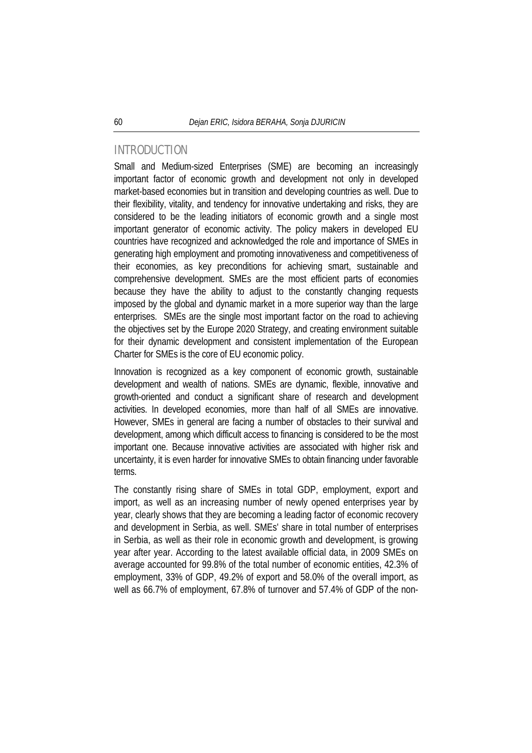## INTRODUCTION

Small and Medium-sized Enterprises (SME) are becoming an increasingly important factor of economic growth and development not only in developed market-based economies but in transition and developing countries as well. Due to their flexibility, vitality, and tendency for innovative undertaking and risks, they are considered to be the leading initiators of economic growth and a single most important generator of economic activity. The policy makers in developed EU countries have recognized and acknowledged the role and importance of SMEs in generating high employment and promoting innovativeness and competitiveness of their economies, as key preconditions for achieving smart, sustainable and comprehensive development. SMEs are the most efficient parts of economies because they have the ability to adjust to the constantly changing requests imposed by the global and dynamic market in a more superior way than the large enterprises. SMEs are the single most important factor on the road to achieving the objectives set by the Europe 2020 Strategy, and creating environment suitable for their dynamic development and consistent implementation of the European Charter for SMEs is the core of EU economic policy.

Innovation is recognized as a key component of economic growth, sustainable development and wealth of nations. SMEs are dynamic, flexible, innovative and growth-oriented and conduct a significant share of research and development activities. In developed economies, more than half of all SMEs are innovative. However, SMEs in general are facing a number of obstacles to their survival and development, among which difficult access to financing is considered to be the most important one. Because innovative activities are associated with higher risk and uncertainty, it is even harder for innovative SMEs to obtain financing under favorable terms.

The constantly rising share of SMEs in total GDP, employment, export and import, as well as an increasing number of newly opened enterprises year by year, clearly shows that they are becoming a leading factor of economic recovery and development in Serbia, as well. SMEs' share in total number of enterprises in Serbia, as well as their role in economic growth and development, is growing year after year. According to the latest available official data, in 2009 SMEs on average accounted for 99.8% of the total number of economic entities, 42.3% of employment, 33% of GDP, 49.2% of export and 58.0% of the overall import, as well as 66.7% of employment, 67.8% of turnover and 57.4% of GDP of the non-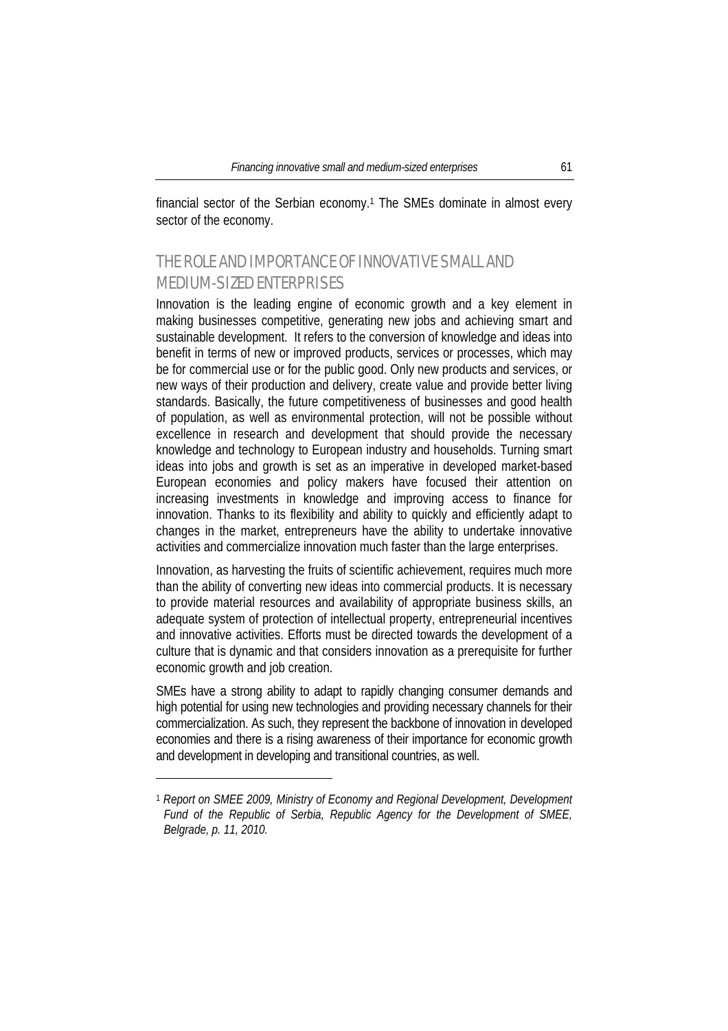financial sector of the Serbian economy.[1] The SMEs dominate in almost every sector of the economy.

## THE ROLE AND IMPORTANCE OF INNOVATIVE SMALL AND MEDIUM-SIZED ENTERPRISES

Innovation is the leading engine of economic growth and a key element in making businesses competitive, generating new jobs and achieving smart and sustainable development. It refers to the conversion of knowledge and ideas into benefit in terms of new or improved products, services or processes, which may be for commercial use or for the public good. Only new products and services, or new ways of their production and delivery, create value and provide better living standards. Basically, the future competitiveness of businesses and good health of population, as well as environmental protection, will not be possible without excellence in research and development that should provide the necessary knowledge and technology to European industry and households. Turning smart ideas into jobs and growth is set as an imperative in developed market-based European economies and policy makers have focused their attention on increasing investments in knowledge and improving access to finance for innovation. Thanks to its flexibility and ability to quickly and efficiently adapt to changes in the market, entrepreneurs have the ability to undertake innovative activities and commercialize innovation much faster than the large enterprises.

Innovation, as harvesting the fruits of scientific achievement, requires much more than the ability of converting new ideas into commercial products. It is necessary to provide material resources and availability of appropriate business skills, an adequate system of protection of intellectual property, entrepreneurial incentives and innovative activities. Efforts must be directed towards the development of a culture that is dynamic and that considers innovation as a prerequisite for further economic growth and job creation.

SMEs have a strong ability to adapt to rapidly changing consumer demands and high potential for using new technologies and providing necessary channels for their commercialization. As such, they represent the backbone of innovation in developed economies and there is a rising awareness of their importance for economic growth and development in developing and transitional countries, as well.

---

[1] *Report on SMEE 2009, Ministry of Economy and Regional Development, Development Fund of the Republic of Serbia, Republic Agency for the Development of SMEE, Belgrade, p. 11, 2010.*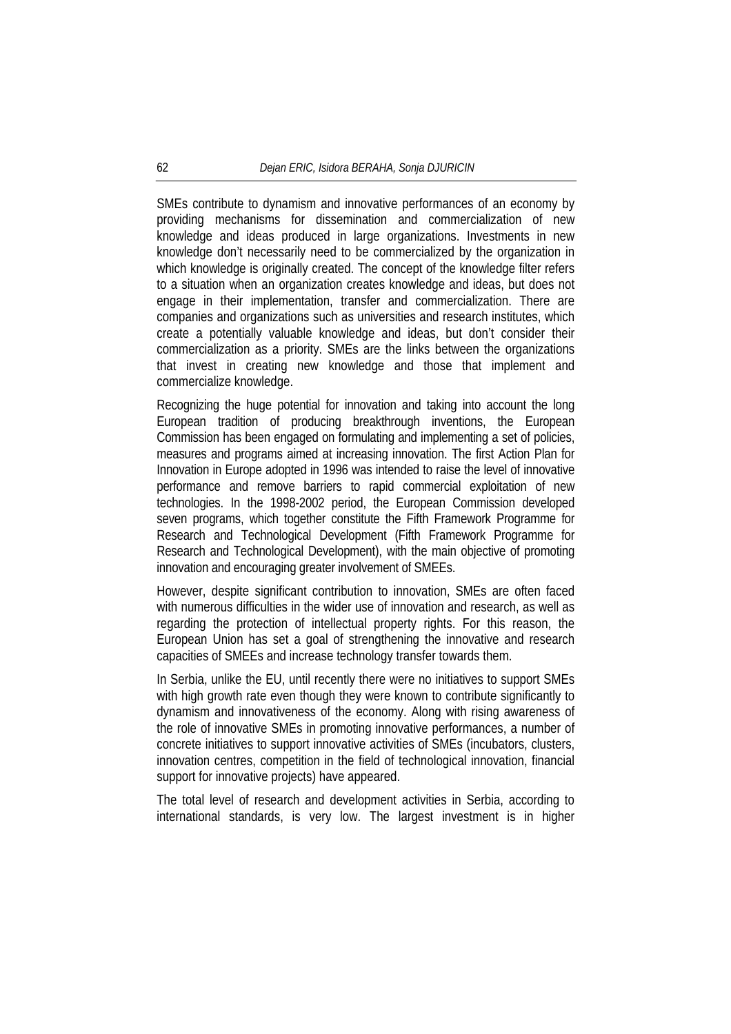SMEs contribute to dynamism and innovative performances of an economy by providing mechanisms for dissemination and commercialization of new knowledge and ideas produced in large organizations. Investments in new knowledge don't necessarily need to be commercialized by the organization in which knowledge is originally created. The concept of the knowledge filter refers to a situation when an organization creates knowledge and ideas, but does not engage in their implementation, transfer and commercialization. There are companies and organizations such as universities and research institutes, which create a potentially valuable knowledge and ideas, but don't consider their commercialization as a priority. SMEs are the links between the organizations that invest in creating new knowledge and those that implement and commercialize knowledge.

Recognizing the huge potential for innovation and taking into account the long European tradition of producing breakthrough inventions, the European Commission has been engaged on formulating and implementing a set of policies, measures and programs aimed at increasing innovation. The first Action Plan for Innovation in Europe adopted in 1996 was intended to raise the level of innovative performance and remove barriers to rapid commercial exploitation of new technologies. In the 1998-2002 period, the European Commission developed seven programs, which together constitute the Fifth Framework Programme for Research and Technological Development (Fifth Framework Programme for Research and Technological Development), with the main objective of promoting innovation and encouraging greater involvement of SMEEs.

However, despite significant contribution to innovation, SMEs are often faced with numerous difficulties in the wider use of innovation and research, as well as regarding the protection of intellectual property rights. For this reason, the European Union has set a goal of strengthening the innovative and research capacities of SMEEs and increase technology transfer towards them.

In Serbia, unlike the EU, until recently there were no initiatives to support SMEs with high growth rate even though they were known to contribute significantly to dynamism and innovativeness of the economy. Along with rising awareness of the role of innovative SMEs in promoting innovative performances, a number of concrete initiatives to support innovative activities of SMEs (incubators, clusters, innovation centres, competition in the field of technological innovation, financial support for innovative projects) have appeared.

The total level of research and development activities in Serbia, according to international standards, is very low. The largest investment is in higher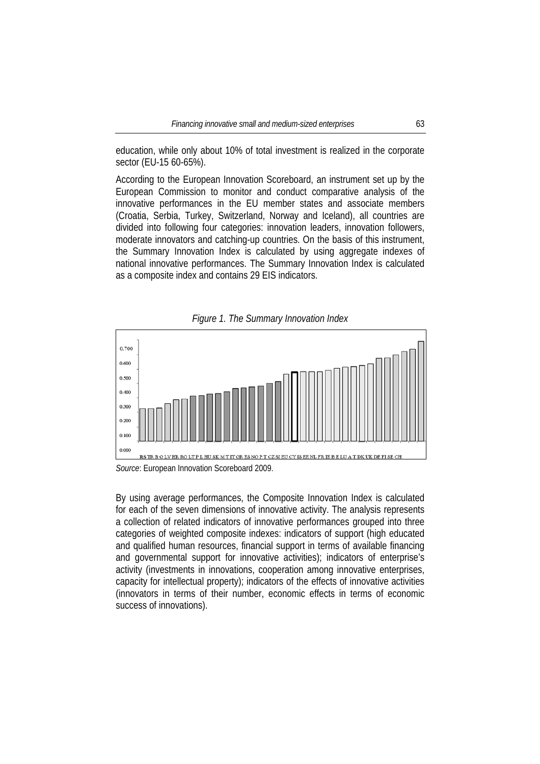education, while only about 10% of total investment is realized in the corporate sector (EU-15 60-65%).

According to the European Innovation Scoreboard, an instrument set up by the European Commission to monitor and conduct comparative analysis of the innovative performances in the EU member states and associate members (Croatia, Serbia, Turkey, Switzerland, Norway and Iceland), all countries are divided into following four categories: innovation leaders, innovation followers, moderate innovators and catching-up countries. On the basis of this instrument, the Summary Innovation Index is calculated by using aggregate indexes of national innovative performances. The Summary Innovation Index is calculated as a composite index and contains 29 EIS indicators.

*Figure 1. The Summary Innovation Index*

*Source*: European Innovation Scoreboard 2009.

By using average performances, the Composite Innovation Index is calculated for each of the seven dimensions of innovative activity. The analysis represents a collection of related indicators of innovative performances grouped into three categories of weighted composite indexes: indicators of support (high educated and qualified human resources, financial support in terms of available financing and governmental support for innovative activities); indicators of enterprise's activity (investments in innovations, cooperation among innovative enterprises, capacity for intellectual property); indicators of the effects of innovative activities (innovators in terms of their number, economic effects in terms of economic success of innovations).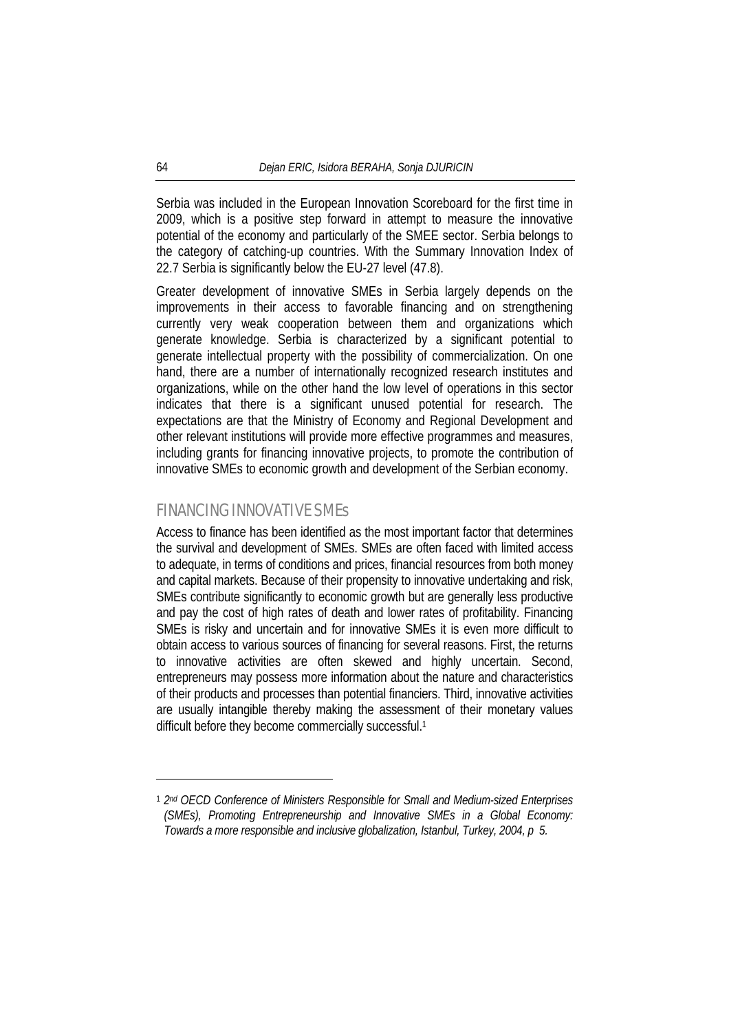Serbia was included in the European Innovation Scoreboard for the first time in 2009, which is a positive step forward in attempt to measure the innovative potential of the economy and particularly of the SMEE sector. Serbia belongs to the category of catching-up countries. With the Summary Innovation Index of 22.7 Serbia is significantly below the EU-27 level (47.8).

Greater development of innovative SMEs in Serbia largely depends on the improvements in their access to favorable financing and on strengthening currently very weak cooperation between them and organizations which generate knowledge. Serbia is characterized by a significant potential to generate intellectual property with the possibility of commercialization. On one hand, there are a number of internationally recognized research institutes and organizations, while on the other hand the low level of operations in this sector indicates that there is a significant unused potential for research. The expectations are that the Ministry of Economy and Regional Development and other relevant institutions will provide more effective programmes and measures, including grants for financing innovative projects, to promote the contribution of innovative SMEs to economic growth and development of the Serbian economy.

## FINANCING INNOVATIVE SMEs

Access to finance has been identified as the most important factor that determines the survival and development of SMEs. SMEs are often faced with limited access to adequate, in terms of conditions and prices, financial resources from both money and capital markets. Because of their propensity to innovative undertaking and risk, SMEs contribute significantly to economic growth but are generally less productive and pay the cost of high rates of death and lower rates of profitability. Financing SMEs is risky and uncertain and for innovative SMEs it is even more difficult to obtain access to various sources of financing for several reasons. First, the returns to innovative activities are often skewed and highly uncertain. Second, entrepreneurs may possess more information about the nature and characteristics of their products and processes than potential financiers. Third, innovative activities are usually intangible thereby making the assessment of their monetary values difficult before they become commercially successful.[1]

---

[1] *2nd OECD Conference of Ministers Responsible for Small and Medium-sized Enterprises (SMEs), Promoting Entrepreneurship and Innovative SMEs in a Global Economy: Towards a more responsible and inclusive globalization, Istanbul, Turkey, 2004, p 5.*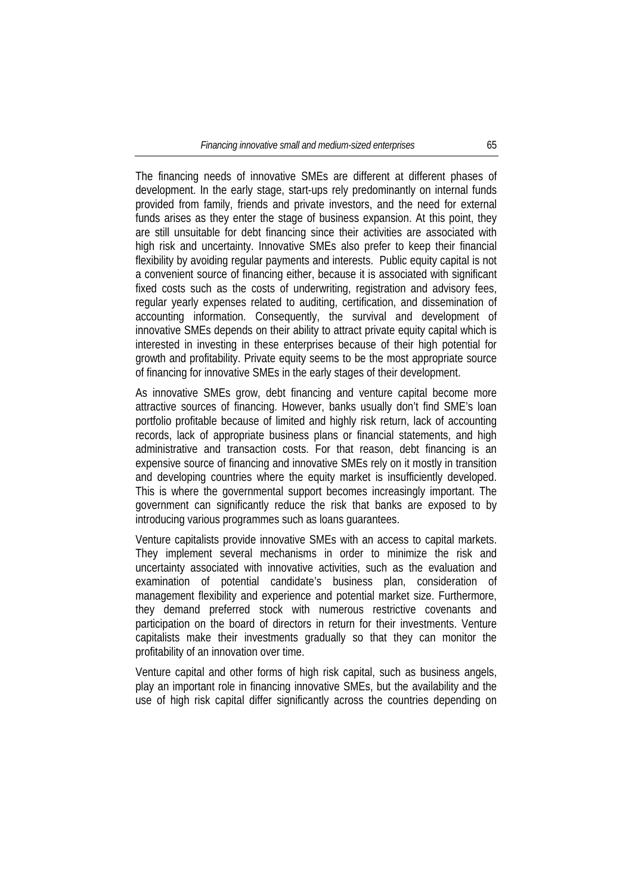The financing needs of innovative SMEs are different at different phases of development. In the early stage, start-ups rely predominantly on internal funds provided from family, friends and private investors, and the need for external funds arises as they enter the stage of business expansion. At this point, they are still unsuitable for debt financing since their activities are associated with high risk and uncertainty. Innovative SMEs also prefer to keep their financial flexibility by avoiding regular payments and interests. Public equity capital is not a convenient source of financing either, because it is associated with significant fixed costs such as the costs of underwriting, registration and advisory fees, regular yearly expenses related to auditing, certification, and dissemination of accounting information. Consequently, the survival and development of innovative SMEs depends on their ability to attract private equity capital which is interested in investing in these enterprises because of their high potential for growth and profitability. Private equity seems to be the most appropriate source of financing for innovative SMEs in the early stages of their development.

As innovative SMEs grow, debt financing and venture capital become more attractive sources of financing. However, banks usually don't find SME's loan portfolio profitable because of limited and highly risk return, lack of accounting records, lack of appropriate business plans or financial statements, and high administrative and transaction costs. For that reason, debt financing is an expensive source of financing and innovative SMEs rely on it mostly in transition and developing countries where the equity market is insufficiently developed. This is where the governmental support becomes increasingly important. The government can significantly reduce the risk that banks are exposed to by introducing various programmes such as loans guarantees.

Venture capitalists provide innovative SMEs with an access to capital markets. They implement several mechanisms in order to minimize the risk and uncertainty associated with innovative activities, such as the evaluation and examination of potential candidate's business plan, consideration of management flexibility and experience and potential market size. Furthermore, they demand preferred stock with numerous restrictive covenants and participation on the board of directors in return for their investments. Venture capitalists make their investments gradually so that they can monitor the profitability of an innovation over time.

Venture capital and other forms of high risk capital, such as business angels, play an important role in financing innovative SMEs, but the availability and the use of high risk capital differ significantly across the countries depending on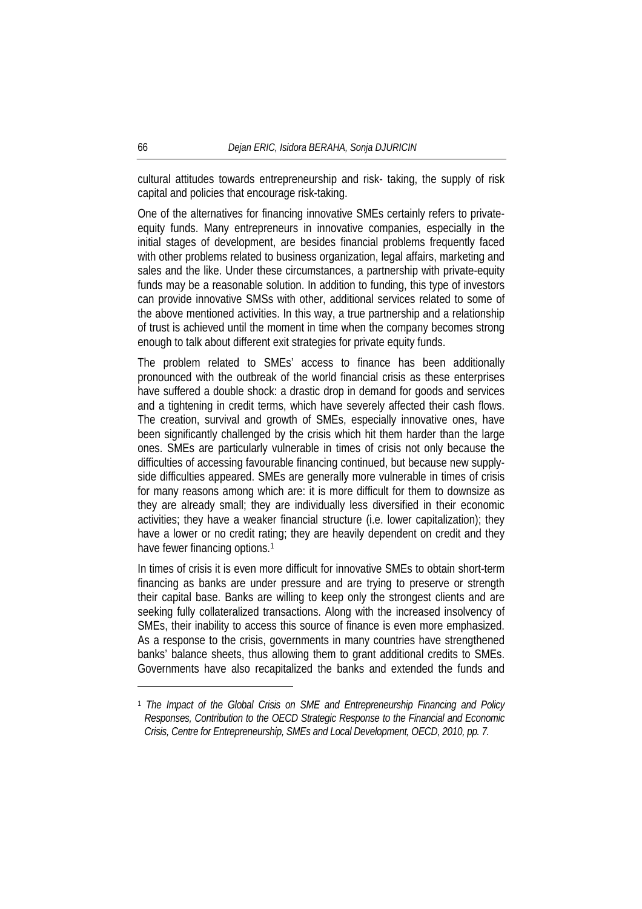cultural attitudes towards entrepreneurship and risk- taking, the supply of risk capital and policies that encourage risk-taking.

One of the alternatives for financing innovative SMEs certainly refers to private-equity funds. Many entrepreneurs in innovative companies, especially in the initial stages of development, are besides financial problems frequently faced with other problems related to business organization, legal affairs, marketing and sales and the like. Under these circumstances, a partnership with private-equity funds may be a reasonable solution. In addition to funding, this type of investors can provide innovative SMSs with other, additional services related to some of the above mentioned activities. In this way, a true partnership and a relationship of trust is achieved until the moment in time when the company becomes strong enough to talk about different exit strategies for private equity funds.

The problem related to SMEs' access to finance has been additionally pronounced with the outbreak of the world financial crisis as these enterprises have suffered a double shock: a drastic drop in demand for goods and services and a tightening in credit terms, which have severely affected their cash flows. The creation, survival and growth of SMEs, especially innovative ones, have been significantly challenged by the crisis which hit them harder than the large ones. SMEs are particularly vulnerable in times of crisis not only because the difficulties of accessing favourable financing continued, but because new supply-side difficulties appeared. SMEs are generally more vulnerable in times of crisis for many reasons among which are: it is more difficult for them to downsize as they are already small; they are individually less diversified in their economic activities; they have a weaker financial structure (i.e. lower capitalization); they have a lower or no credit rating; they are heavily dependent on credit and they have fewer financing options.[1]

In times of crisis it is even more difficult for innovative SMEs to obtain short-term financing as banks are under pressure and are trying to preserve or strength their capital base. Banks are willing to keep only the strongest clients and are seeking fully collateralized transactions. Along with the increased insolvency of SMEs, their inability to access this source of finance is even more emphasized. As a response to the crisis, governments in many countries have strengthened banks' balance sheets, thus allowing them to grant additional credits to SMEs. Governments have also recapitalized the banks and extended the funds and

---

[1] *The Impact of the Global Crisis on SME and Entrepreneurship Financing and Policy Responses, Contribution to the OECD Strategic Response to the Financial and Economic Crisis, Centre for Entrepreneurship, SMEs and Local Development, OECD, 2010, pp. 7.*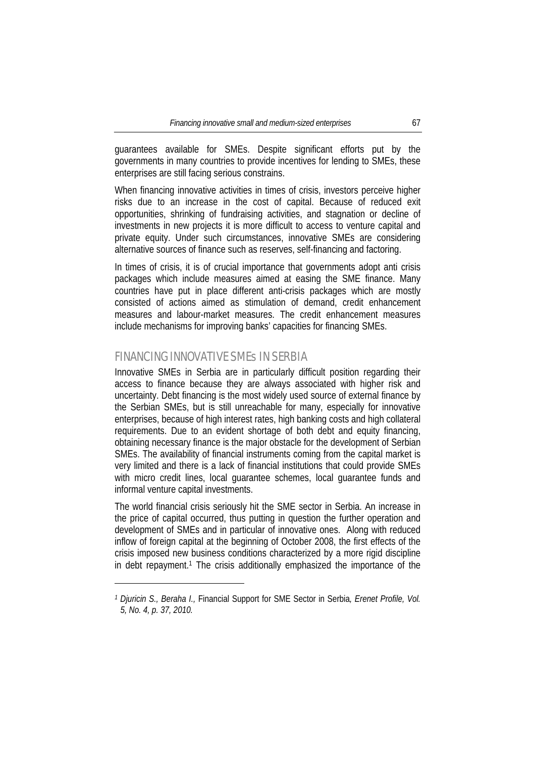guarantees available for SMEs. Despite significant efforts put by the governments in many countries to provide incentives for lending to SMEs, these enterprises are still facing serious constrains.

When financing innovative activities in times of crisis, investors perceive higher risks due to an increase in the cost of capital. Because of reduced exit opportunities, shrinking of fundraising activities, and stagnation or decline of investments in new projects it is more difficult to access to venture capital and private equity. Under such circumstances, innovative SMEs are considering alternative sources of finance such as reserves, self-financing and factoring.

In times of crisis, it is of crucial importance that governments adopt anti crisis packages which include measures aimed at easing the SME finance. Many countries have put in place different anti-crisis packages which are mostly consisted of actions aimed as stimulation of demand, credit enhancement measures and labour-market measures. The credit enhancement measures include mechanisms for improving banks' capacities for financing SMEs.

## FINANCING INNOVATIVE SMEs IN SERBIA

Innovative SMEs in Serbia are in particularly difficult position regarding their access to finance because they are always associated with higher risk and uncertainty. Debt financing is the most widely used source of external finance by the Serbian SMEs, but is still unreachable for many, especially for innovative enterprises, because of high interest rates, high banking costs and high collateral requirements. Due to an evident shortage of both debt and equity financing, obtaining necessary finance is the major obstacle for the development of Serbian SMEs. The availability of financial instruments coming from the capital market is very limited and there is a lack of financial institutions that could provide SMEs with micro credit lines, local guarantee schemes, local guarantee funds and informal venture capital investments.

The world financial crisis seriously hit the SME sector in Serbia. An increase in the price of capital occurred, thus putting in question the further operation and development of SMEs and in particular of innovative ones. Along with reduced inflow of foreign capital at the beginning of October 2008, the first effects of the crisis imposed new business conditions characterized by a more rigid discipline in debt repayment.[1] The crisis additionally emphasized the importance of the

---

[1] *Djuricin S., Beraha I.,* Financial Support for SME Sector in Serbia*, Erenet Profile, Vol. 5, No. 4, p. 37, 2010.*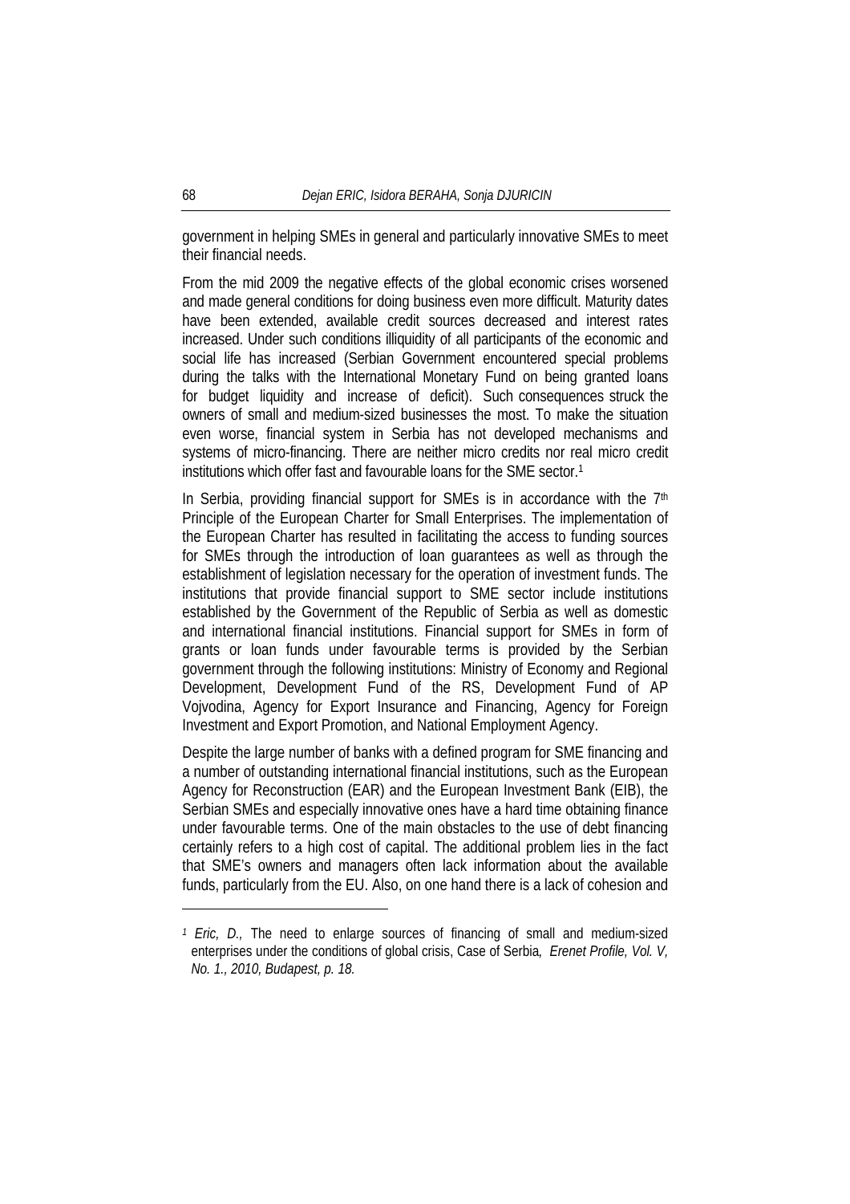government in helping SMEs in general and particularly innovative SMEs to meet their financial needs.

From the mid 2009 the negative effects of the global economic crises worsened and made general conditions for doing business even more difficult. Maturity dates have been extended, available credit sources decreased and interest rates increased. Under such conditions illiquidity of all participants of the economic and social life has increased (Serbian Government encountered special problems during the talks with the International Monetary Fund on being granted loans for budget liquidity and increase of deficit). Such consequences struck the owners of small and medium-sized businesses the most. To make the situation even worse, financial system in Serbia has not developed mechanisms and systems of micro-financing. There are neither micro credits nor real micro credit institutions which offer fast and favourable loans for the SME sector.[1]

In Serbia, providing financial support for SMEs is in accordance with the 7th Principle of the European Charter for Small Enterprises. The implementation of the European Charter has resulted in facilitating the access to funding sources for SMEs through the introduction of loan guarantees as well as through the establishment of legislation necessary for the operation of investment funds. The institutions that provide financial support to SME sector include institutions established by the Government of the Republic of Serbia as well as domestic and international financial institutions. Financial support for SMEs in form of grants or loan funds under favourable terms is provided by the Serbian government through the following institutions: Ministry of Economy and Regional Development, Development Fund of the RS, Development Fund of AP Vojvodina, Agency for Export Insurance and Financing, Agency for Foreign Investment and Export Promotion, and National Employment Agency.

Despite the large number of banks with a defined program for SME financing and a number of outstanding international financial institutions, such as the European Agency for Reconstruction (EAR) and the European Investment Bank (EIB), the Serbian SMEs and especially innovative ones have a hard time obtaining finance under favourable terms. One of the main obstacles to the use of debt financing certainly refers to a high cost of capital. The additional problem lies in the fact that SME's owners and managers often lack information about the available funds, particularly from the EU. Also, on one hand there is a lack of cohesion and

---

[1] *Eric, D.,* The need to enlarge sources of financing of small and medium-sized enterprises under the conditions of global crisis, Case of Serbia*, Erenet Profile, Vol. V, No. 1., 2010, Budapest, p. 18.*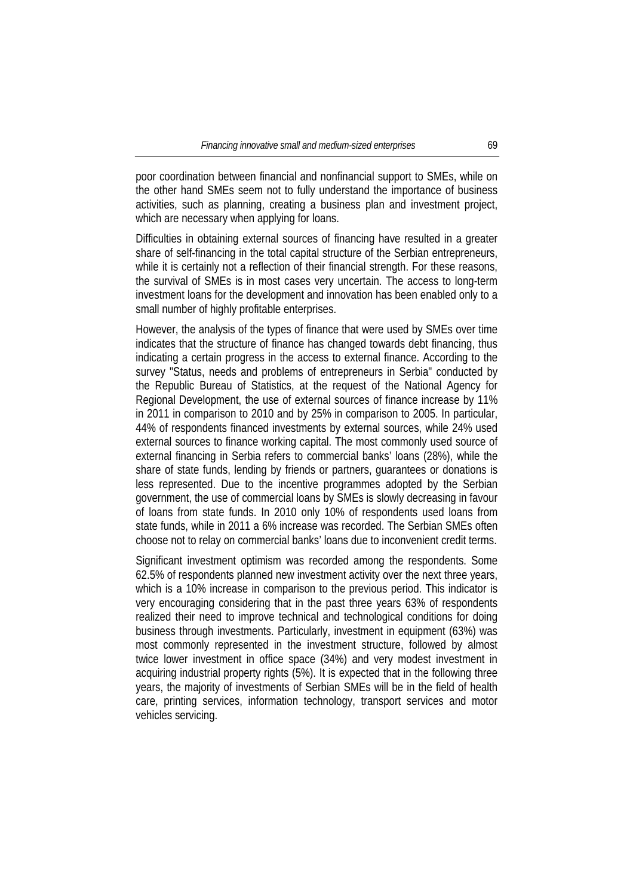poor coordination between financial and nonfinancial support to SMEs, while on the other hand SMEs seem not to fully understand the importance of business activities, such as planning, creating a business plan and investment project, which are necessary when applying for loans.

Difficulties in obtaining external sources of financing have resulted in a greater share of self-financing in the total capital structure of the Serbian entrepreneurs, while it is certainly not a reflection of their financial strength. For these reasons, the survival of SMEs is in most cases very uncertain. The access to long-term investment loans for the development and innovation has been enabled only to a small number of highly profitable enterprises.

However, the analysis of the types of finance that were used by SMEs over time indicates that the structure of finance has changed towards debt financing, thus indicating a certain progress in the access to external finance. According to the survey "Status, needs and problems of entrepreneurs in Serbia" conducted by the Republic Bureau of Statistics, at the request of the National Agency for Regional Development, the use of external sources of finance increase by 11% in 2011 in comparison to 2010 and by 25% in comparison to 2005. In particular, 44% of respondents financed investments by external sources, while 24% used external sources to finance working capital. The most commonly used source of external financing in Serbia refers to commercial banks' loans (28%), while the share of state funds, lending by friends or partners, guarantees or donations is less represented. Due to the incentive programmes adopted by the Serbian government, the use of commercial loans by SMEs is slowly decreasing in favour of loans from state funds. In 2010 only 10% of respondents used loans from state funds, while in 2011 a 6% increase was recorded. The Serbian SMEs often choose not to relay on commercial banks' loans due to inconvenient credit terms.

Significant investment optimism was recorded among the respondents. Some 62.5% of respondents planned new investment activity over the next three years, which is a 10% increase in comparison to the previous period. This indicator is very encouraging considering that in the past three years 63% of respondents realized their need to improve technical and technological conditions for doing business through investments. Particularly, investment in equipment (63%) was most commonly represented in the investment structure, followed by almost twice lower investment in office space (34%) and very modest investment in acquiring industrial property rights (5%). It is expected that in the following three years, the majority of investments of Serbian SMEs will be in the field of health care, printing services, information technology, transport services and motor vehicles servicing.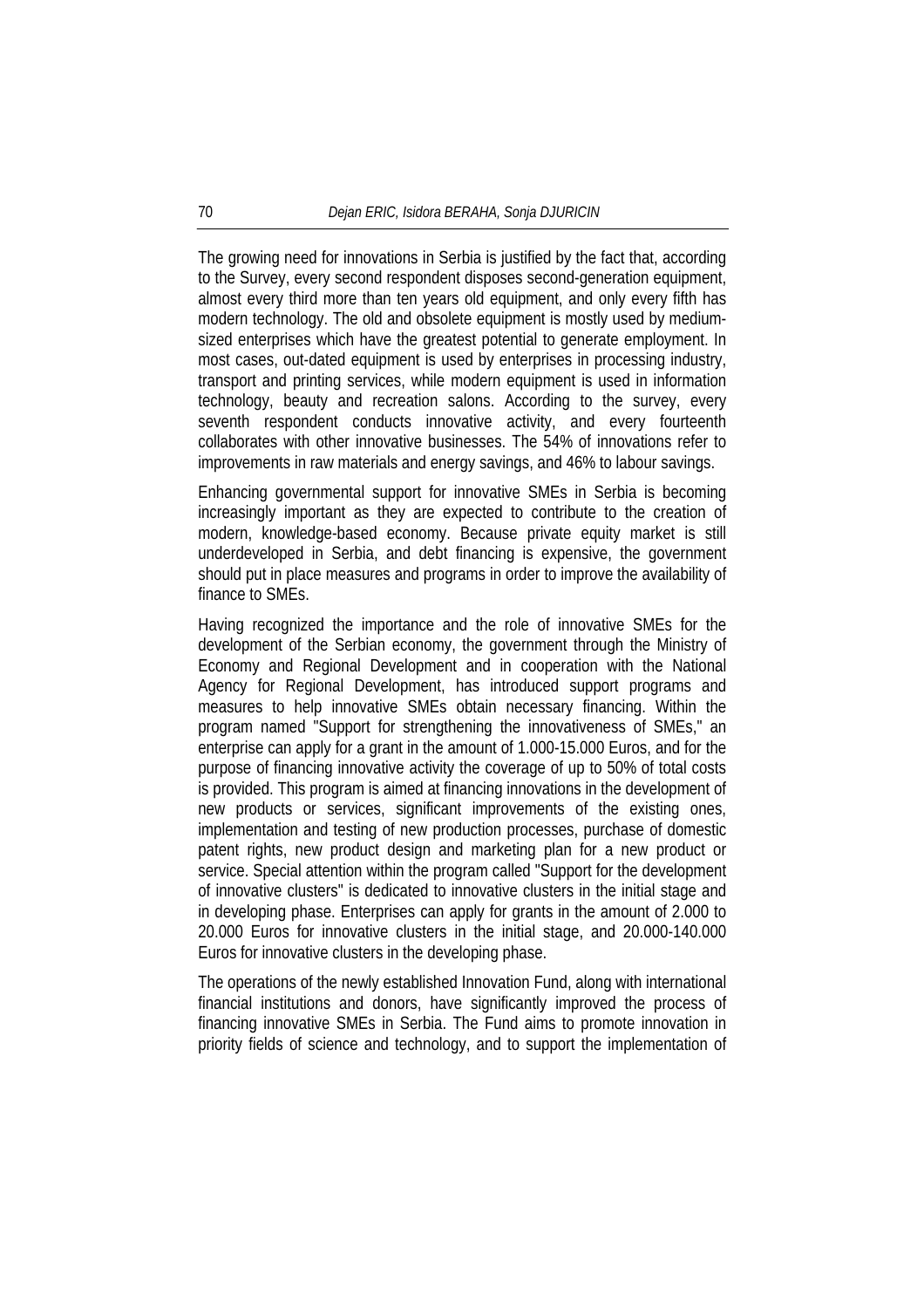The growing need for innovations in Serbia is justified by the fact that, according to the Survey, every second respondent disposes second-generation equipment, almost every third more than ten years old equipment, and only every fifth has modern technology. The old and obsolete equipment is mostly used by medium-sized enterprises which have the greatest potential to generate employment. In most cases, out-dated equipment is used by enterprises in processing industry, transport and printing services, while modern equipment is used in information technology, beauty and recreation salons. According to the survey, every seventh respondent conducts innovative activity, and every fourteenth collaborates with other innovative businesses. The 54% of innovations refer to improvements in raw materials and energy savings, and 46% to labour savings.

Enhancing governmental support for innovative SMEs in Serbia is becoming increasingly important as they are expected to contribute to the creation of modern, knowledge-based economy. Because private equity market is still underdeveloped in Serbia, and debt financing is expensive, the government should put in place measures and programs in order to improve the availability of finance to SMEs.

Having recognized the importance and the role of innovative SMEs for the development of the Serbian economy, the government through the Ministry of Economy and Regional Development and in cooperation with the National Agency for Regional Development, has introduced support programs and measures to help innovative SMEs obtain necessary financing. Within the program named "Support for strengthening the innovativeness of SMEs," an enterprise can apply for a grant in the amount of 1.000-15.000 Euros, and for the purpose of financing innovative activity the coverage of up to 50% of total costs is provided. This program is aimed at financing innovations in the development of new products or services, significant improvements of the existing ones, implementation and testing of new production processes, purchase of domestic patent rights, new product design and marketing plan for a new product or service. Special attention within the program called "Support for the development of innovative clusters" is dedicated to innovative clusters in the initial stage and in developing phase. Enterprises can apply for grants in the amount of 2.000 to 20.000 Euros for innovative clusters in the initial stage, and 20.000-140.000 Euros for innovative clusters in the developing phase.

The operations of the newly established Innovation Fund, along with international financial institutions and donors, have significantly improved the process of financing innovative SMEs in Serbia. The Fund aims to promote innovation in priority fields of science and technology, and to support the implementation of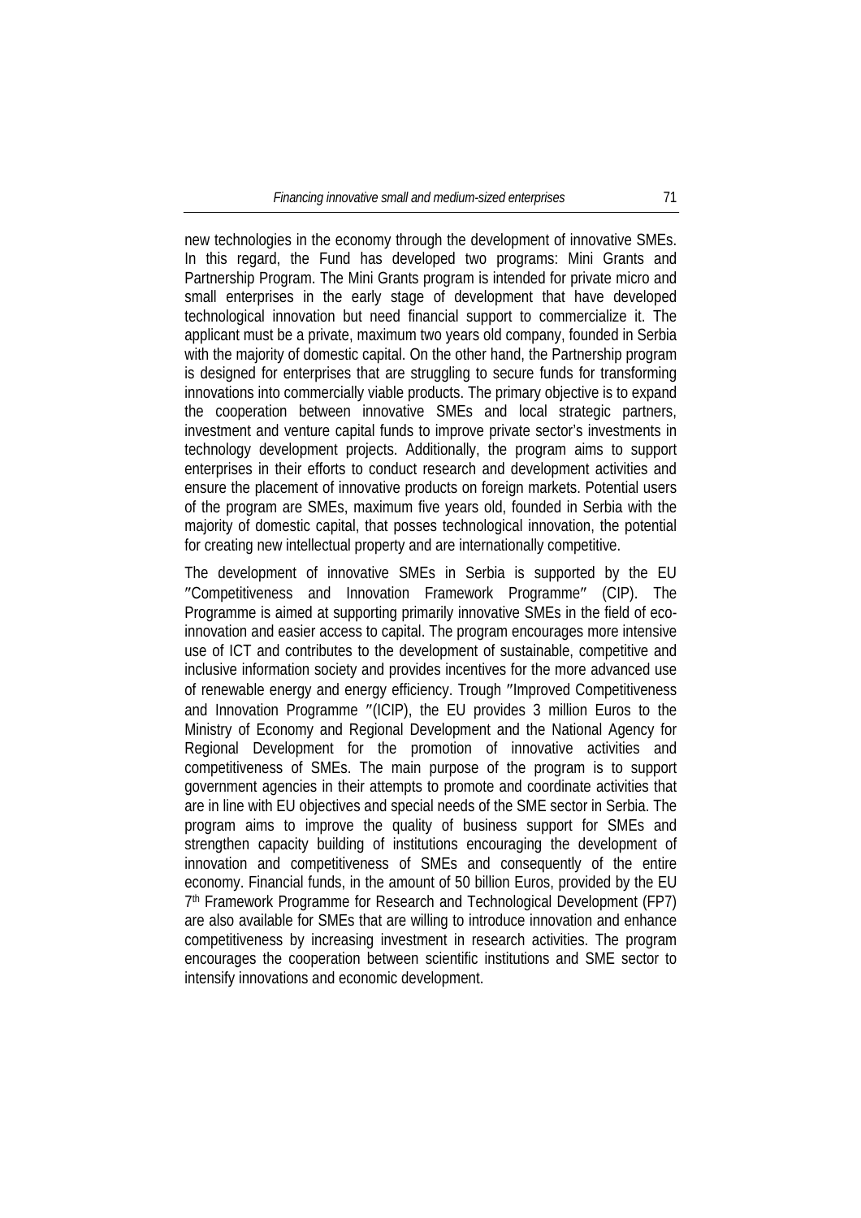new technologies in the economy through the development of innovative SMEs. In this regard, the Fund has developed two programs: Mini Grants and Partnership Program. The Mini Grants program is intended for private micro and small enterprises in the early stage of development that have developed technological innovation but need financial support to commercialize it. The applicant must be a private, maximum two years old company, founded in Serbia with the majority of domestic capital. On the other hand, the Partnership program is designed for enterprises that are struggling to secure funds for transforming innovations into commercially viable products. The primary objective is to expand the cooperation between innovative SMEs and local strategic partners, investment and venture capital funds to improve private sector's investments in technology development projects. Additionally, the program aims to support enterprises in their efforts to conduct research and development activities and ensure the placement of innovative products on foreign markets. Potential users of the program are SMEs, maximum five years old, founded in Serbia with the majority of domestic capital, that posses technological innovation, the potential for creating new intellectual property and are internationally competitive.

The development of innovative SMEs in Serbia is supported by the EU ″Competitiveness and Innovation Framework Programme″ (CIP). The Programme is aimed at supporting primarily innovative SMEs in the field of eco-innovation and easier access to capital. The program encourages more intensive use of ICT and contributes to the development of sustainable, competitive and inclusive information society and provides incentives for the more advanced use of renewable energy and energy efficiency. Trough ″Improved Competitiveness and Innovation Programme ″(ICIP), the EU provides 3 million Euros to the Ministry of Economy and Regional Development and the National Agency for Regional Development for the promotion of innovative activities and competitiveness of SMEs. The main purpose of the program is to support government agencies in their attempts to promote and coordinate activities that are in line with EU objectives and special needs of the SME sector in Serbia. The program aims to improve the quality of business support for SMEs and strengthen capacity building of institutions encouraging the development of innovation and competitiveness of SMEs and consequently of the entire economy. Financial funds, in the amount of 50 billion Euros, provided by the EU 7th Framework Programme for Research and Technological Development (FP7) are also available for SMEs that are willing to introduce innovation and enhance competitiveness by increasing investment in research activities. The program encourages the cooperation between scientific institutions and SME sector to intensify innovations and economic development.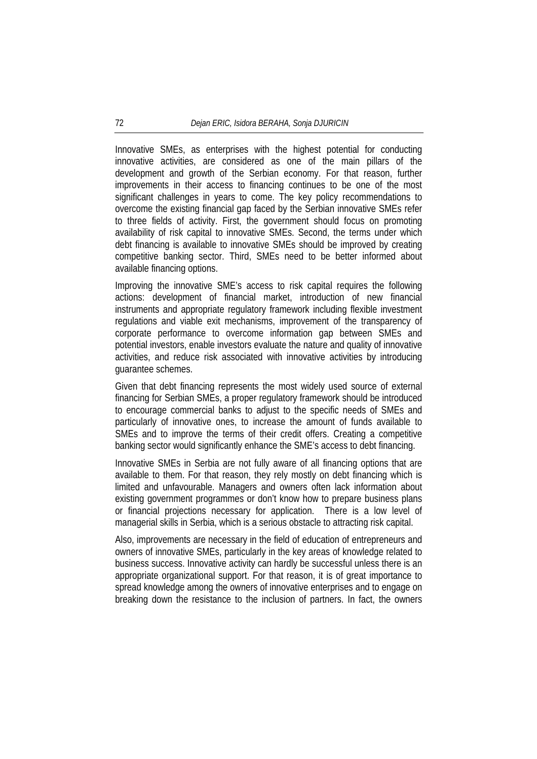Innovative SMEs, as enterprises with the highest potential for conducting innovative activities, are considered as one of the main pillars of the development and growth of the Serbian economy. For that reason, further improvements in their access to financing continues to be one of the most significant challenges in years to come. The key policy recommendations to overcome the existing financial gap faced by the Serbian innovative SMEs refer to three fields of activity. First, the government should focus on promoting availability of risk capital to innovative SMEs. Second, the terms under which debt financing is available to innovative SMEs should be improved by creating competitive banking sector. Third, SMEs need to be better informed about available financing options.

Improving the innovative SME's access to risk capital requires the following actions: development of financial market, introduction of new financial instruments and appropriate regulatory framework including flexible investment regulations and viable exit mechanisms, improvement of the transparency of corporate performance to overcome information gap between SMEs and potential investors, enable investors evaluate the nature and quality of innovative activities, and reduce risk associated with innovative activities by introducing guarantee schemes.

Given that debt financing represents the most widely used source of external financing for Serbian SMEs, a proper regulatory framework should be introduced to encourage commercial banks to adjust to the specific needs of SMEs and particularly of innovative ones, to increase the amount of funds available to SMEs and to improve the terms of their credit offers. Creating a competitive banking sector would significantly enhance the SME's access to debt financing.

Innovative SMEs in Serbia are not fully aware of all financing options that are available to them. For that reason, they rely mostly on debt financing which is limited and unfavourable. Managers and owners often lack information about existing government programmes or don't know how to prepare business plans or financial projections necessary for application. There is a low level of managerial skills in Serbia, which is a serious obstacle to attracting risk capital.

Also, improvements are necessary in the field of education of entrepreneurs and owners of innovative SMEs, particularly in the key areas of knowledge related to business success. Innovative activity can hardly be successful unless there is an appropriate organizational support. For that reason, it is of great importance to spread knowledge among the owners of innovative enterprises and to engage on breaking down the resistance to the inclusion of partners. In fact, the owners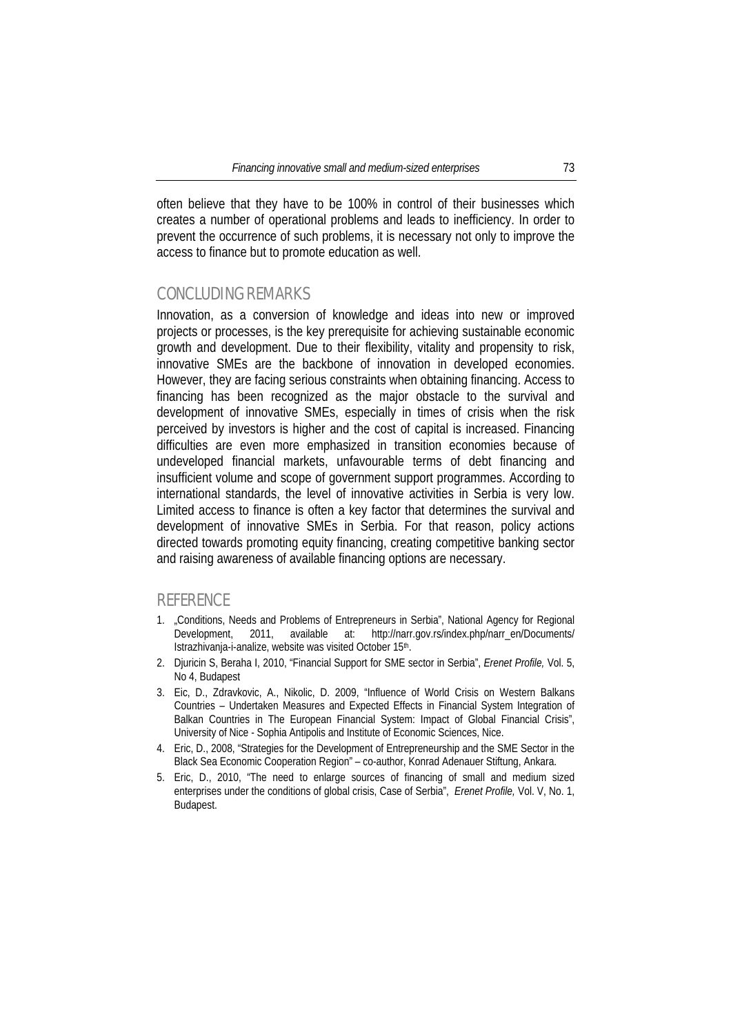often believe that they have to be 100% in control of their businesses which creates a number of operational problems and leads to inefficiency. In order to prevent the occurrence of such problems, it is necessary not only to improve the access to finance but to promote education as well.

## CONCLUDING REMARKS

Innovation, as a conversion of knowledge and ideas into new or improved projects or processes, is the key prerequisite for achieving sustainable economic growth and development. Due to their flexibility, vitality and propensity to risk, innovative SMEs are the backbone of innovation in developed economies. However, they are facing serious constraints when obtaining financing. Access to financing has been recognized as the major obstacle to the survival and development of innovative SMEs, especially in times of crisis when the risk perceived by investors is higher and the cost of capital is increased. Financing difficulties are even more emphasized in transition economies because of undeveloped financial markets, unfavourable terms of debt financing and insufficient volume and scope of government support programmes. According to international standards, the level of innovative activities in Serbia is very low. Limited access to finance is often a key factor that determines the survival and development of innovative SMEs in Serbia. For that reason, policy actions directed towards promoting equity financing, creating competitive banking sector and raising awareness of available financing options are necessary.

## REFERENCE

1. „Conditions, Needs and Problems of Entrepreneurs in Serbia", National Agency for Regional Development, 2011, available at: http://narr.gov.rs/index.php/narr_en/Documents/Istrazhivanja-i-analize, website was visited October 15th.
2. Djuricin S, Beraha I, 2010, "Financial Support for SME sector in Serbia", *Erenet Profile,* Vol. 5, No 4, Budapest
3. Eic, D., Zdravkovic, A., Nikolic, D. 2009, "Influence of World Crisis on Western Balkans Countries – Undertaken Measures and Expected Effects in Financial System Integration of Balkan Countries in The European Financial System: Impact of Global Financial Crisis", University of Nice - Sophia Antipolis and Institute of Economic Sciences, Nice.
4. Eric, D., 2008, "Strategies for the Development of Entrepreneurship and the SME Sector in the Black Sea Economic Cooperation Region" – co-author, Konrad Adenauer Stiftung, Ankara.
5. Eric, D., 2010, "The need to enlarge sources of financing of small and medium sized enterprises under the conditions of global crisis, Case of Serbia", *Erenet Profile,* Vol. V, No. 1, Budapest.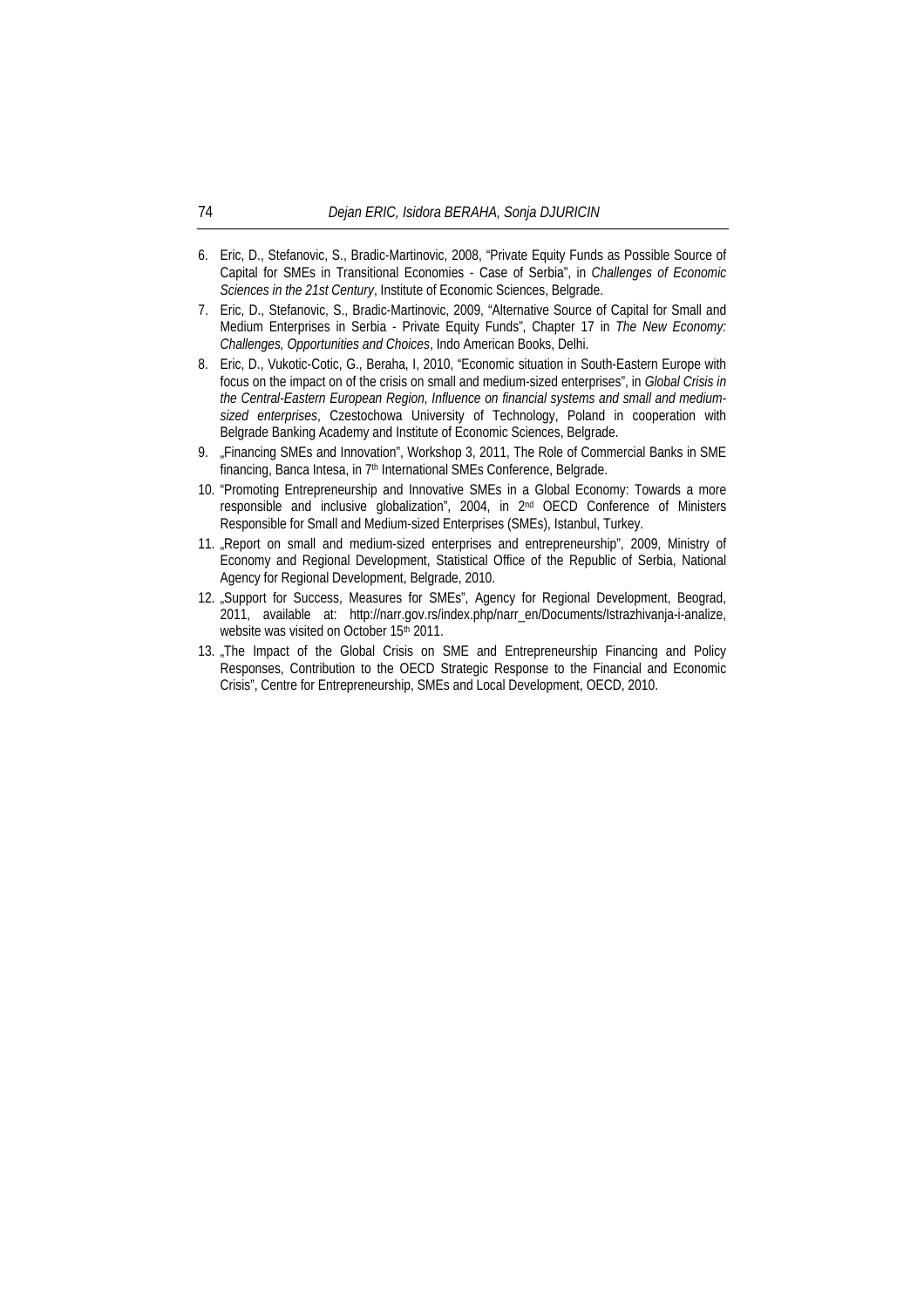6. Eric, D., Stefanovic, S., Bradic-Martinovic, 2008, "Private Equity Funds as Possible Source of Capital for SMEs in Transitional Economies - Case of Serbia", in *Challenges of Economic Sciences in the 21st Century*, Institute of Economic Sciences, Belgrade.
7. Eric, D., Stefanovic, S., Bradic-Martinovic, 2009, "Alternative Source of Capital for Small and Medium Enterprises in Serbia - Private Equity Funds", Chapter 17 in *The New Economy: Challenges, Opportunities and Choices*, Indo American Books, Delhi.
8. Eric, D., Vukotic-Cotic, G., Beraha, I, 2010, "Economic situation in South-Eastern Europe with focus on the impact on of the crisis on small and medium-sized enterprises", in *Global Crisis in the Central-Eastern European Region, Influence on financial systems and small and medium-sized enterprises*, Czestochowa University of Technology, Poland in cooperation with Belgrade Banking Academy and Institute of Economic Sciences, Belgrade.
9. „Financing SMEs and Innovation", Workshop 3, 2011, The Role of Commercial Banks in SME financing, Banca Intesa, in 7th International SMEs Conference, Belgrade.
10. "Promoting Entrepreneurship and Innovative SMEs in a Global Economy: Towards a more responsible and inclusive globalization", 2004, in 2nd OECD Conference of Ministers Responsible for Small and Medium-sized Enterprises (SMEs), Istanbul, Turkey.
11. „Report on small and medium-sized enterprises and entrepreneurship", 2009, Ministry of Economy and Regional Development, Statistical Office of the Republic of Serbia, National Agency for Regional Development, Belgrade, 2010.
12. „Support for Success, Measures for SMEs", Agency for Regional Development, Beograd, 2011, available at: http://narr.gov.rs/index.php/narr_en/Documents/Istrazhivanja-i-analize, website was visited on October 15th 2011.
13. „The Impact of the Global Crisis on SME and Entrepreneurship Financing and Policy Responses, Contribution to the OECD Strategic Response to the Financial and Economic Crisis", Centre for Entrepreneurship, SMEs and Local Development, OECD, 2010.